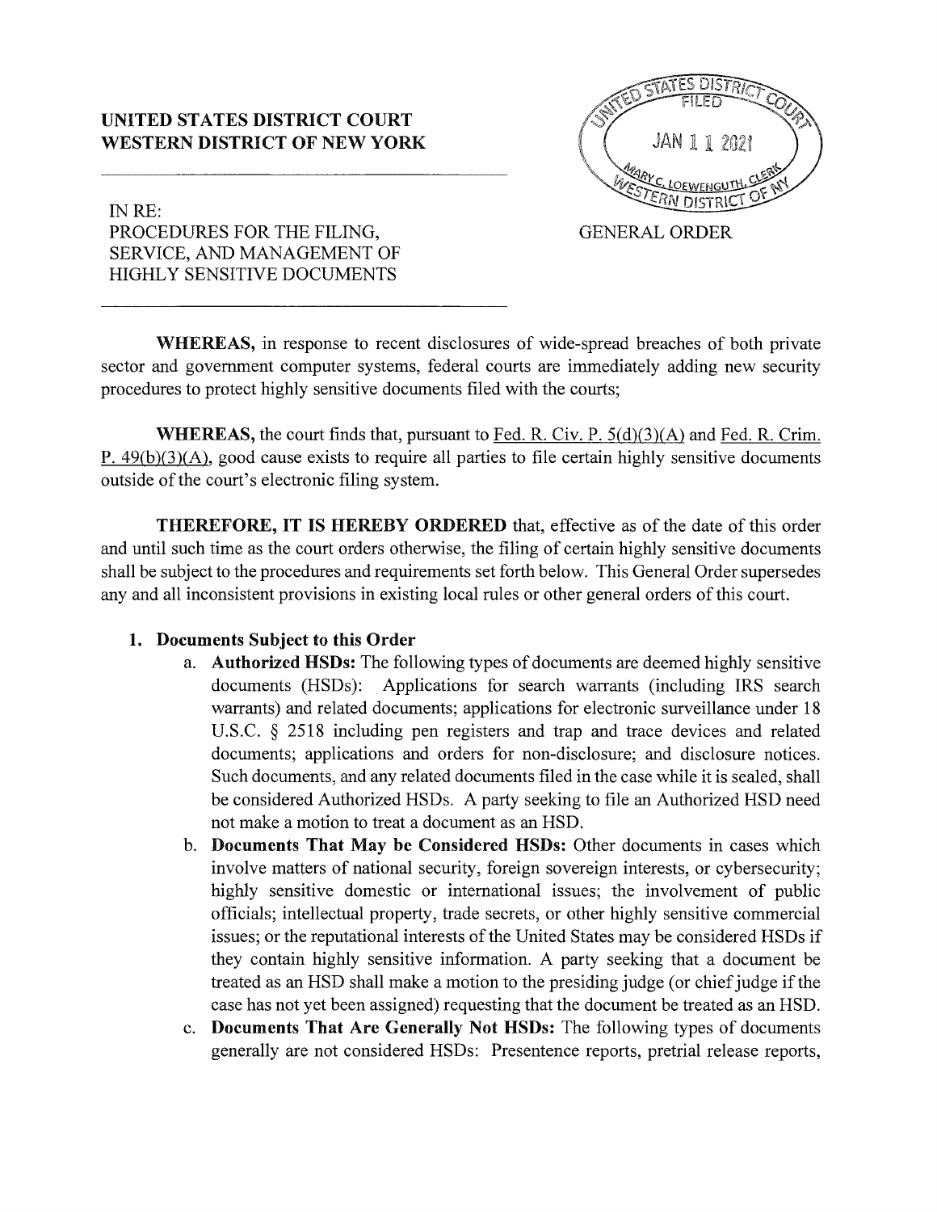**UNITED STATES DISTRICT COURT**
**WESTERN DISTRICT OF NEW YORK**

UNITED STATES DISTRICT COURT FILED JAN 11 2021 MARY C. LOEWENGUTH, CLERK WESTERN DISTRICT OF NY

IN RE:
PROCEDURES FOR THE FILING, SERVICE, AND MANAGEMENT OF HIGHLY SENSITIVE DOCUMENTS

GENERAL ORDER

**WHEREAS,** in response to recent disclosures of wide-spread breaches of both private sector and government computer systems, federal courts are immediately adding new security procedures to protect highly sensitive documents filed with the courts;

**WHEREAS,** the court finds that, pursuant to Fed. R. Civ. P. 5(d)(3)(A) and Fed. R. Crim. P. 49(b)(3)(A), good cause exists to require all parties to file certain highly sensitive documents outside of the court's electronic filing system.

**THEREFORE, IT IS HEREBY ORDERED** that, effective as of the date of this order and until such time as the court orders otherwise, the filing of certain highly sensitive documents shall be subject to the procedures and requirements set forth below. This General Order supersedes any and all inconsistent provisions in existing local rules or other general orders of this court.

1. **Documents Subject to this Order**
   a. **Authorized HSDs:** The following types of documents are deemed highly sensitive documents (HSDs): Applications for search warrants (including IRS search warrants) and related documents; applications for electronic surveillance under 18 U.S.C. § 2518 including pen registers and trap and trace devices and related documents; applications and orders for non-disclosure; and disclosure notices. Such documents, and any related documents filed in the case while it is sealed, shall be considered Authorized HSDs. A party seeking to file an Authorized HSD need not make a motion to treat a document as an HSD.
   b. **Documents That May be Considered HSDs:** Other documents in cases which involve matters of national security, foreign sovereign interests, or cybersecurity; highly sensitive domestic or international issues; the involvement of public officials; intellectual property, trade secrets, or other highly sensitive commercial issues; or the reputational interests of the United States may be considered HSDs if they contain highly sensitive information. A party seeking that a document be treated as an HSD shall make a motion to the presiding judge (or chief judge if the case has not yet been assigned) requesting that the document be treated as an HSD.
   c. **Documents That Are Generally Not HSDs:** The following types of documents generally are not considered HSDs: Presentence reports, pretrial release reports,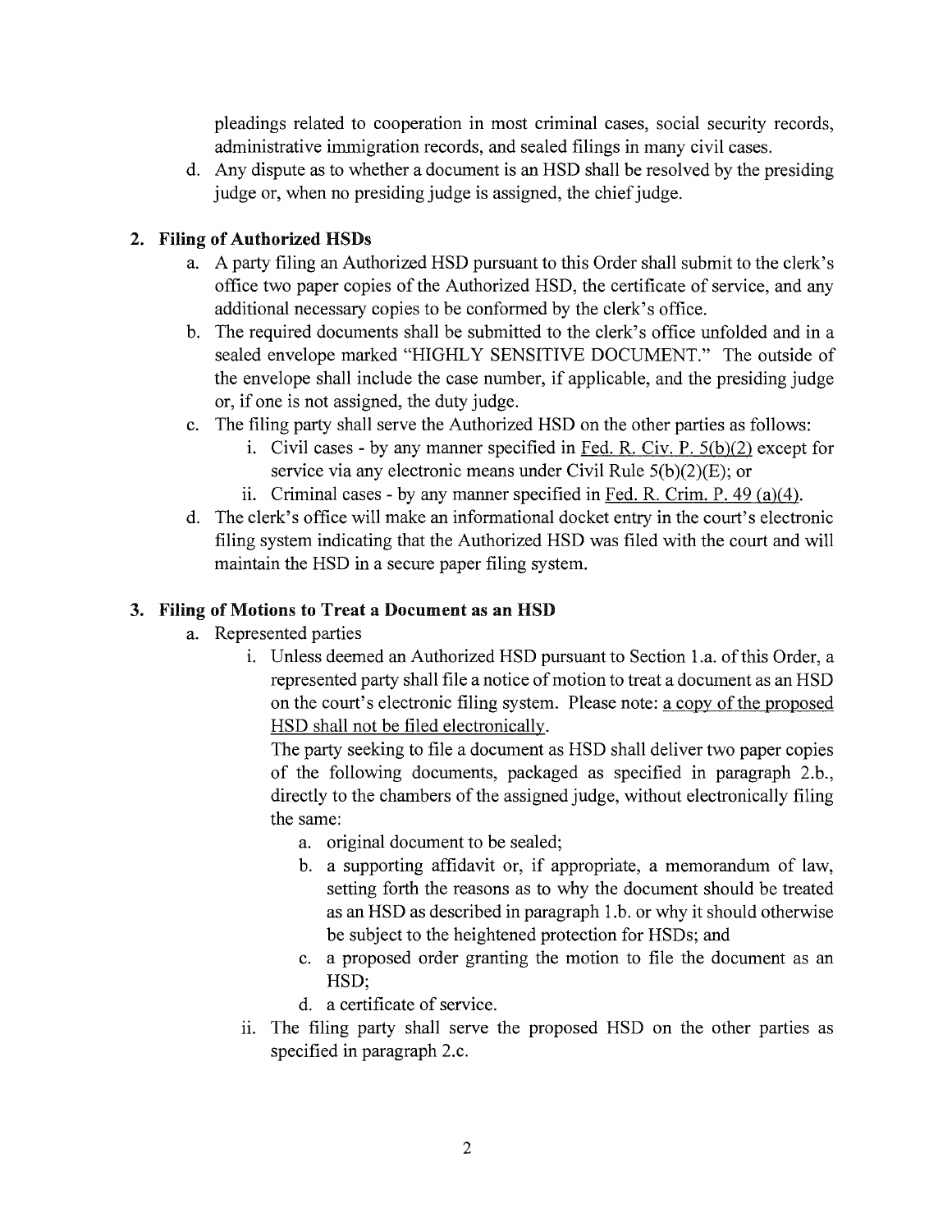pleadings related to cooperation in most criminal cases, social security records, administrative immigration records, and sealed filings in many civil cases.

d. Any dispute as to whether a document is an HSD shall be resolved by the presiding judge or, when no presiding judge is assigned, the chief judge.

**2. Filing of Authorized HSDs**

a. A party filing an Authorized HSD pursuant to this Order shall submit to the clerk's office two paper copies of the Authorized HSD, the certificate of service, and any additional necessary copies to be conformed by the clerk's office.

b. The required documents shall be submitted to the clerk's office unfolded and in a sealed envelope marked "HIGHLY SENSITIVE DOCUMENT." The outside of the envelope shall include the case number, if applicable, and the presiding judge or, if one is not assigned, the duty judge.

c. The filing party shall serve the Authorized HSD on the other parties as follows:

   i. Civil cases - by any manner specified in Fed. R. Civ. P. 5(b)(2) except for service via any electronic means under Civil Rule 5(b)(2)(E); or

   ii. Criminal cases - by any manner specified in Fed. R. Crim. P. 49 (a)(4).

d. The clerk's office will make an informational docket entry in the court's electronic filing system indicating that the Authorized HSD was filed with the court and will maintain the HSD in a secure paper filing system.

**3. Filing of Motions to Treat a Document as an HSD**

a. Represented parties

   i. Unless deemed an Authorized HSD pursuant to Section 1.a. of this Order, a represented party shall file a notice of motion to treat a document as an HSD on the court's electronic filing system. Please note: <u>a copy of the proposed HSD shall not be filed electronically</u>.

   The party seeking to file a document as HSD shall deliver two paper copies of the following documents, packaged as specified in paragraph 2.b., directly to the chambers of the assigned judge, without electronically filing the same:

      a. original document to be sealed;

      b. a supporting affidavit or, if appropriate, a memorandum of law, setting forth the reasons as to why the document should be treated as an HSD as described in paragraph 1.b. or why it should otherwise be subject to the heightened protection for HSDs; and

      c. a proposed order granting the motion to file the document as an HSD;

      d. a certificate of service.

   ii. The filing party shall serve the proposed HSD on the other parties as specified in paragraph 2.c.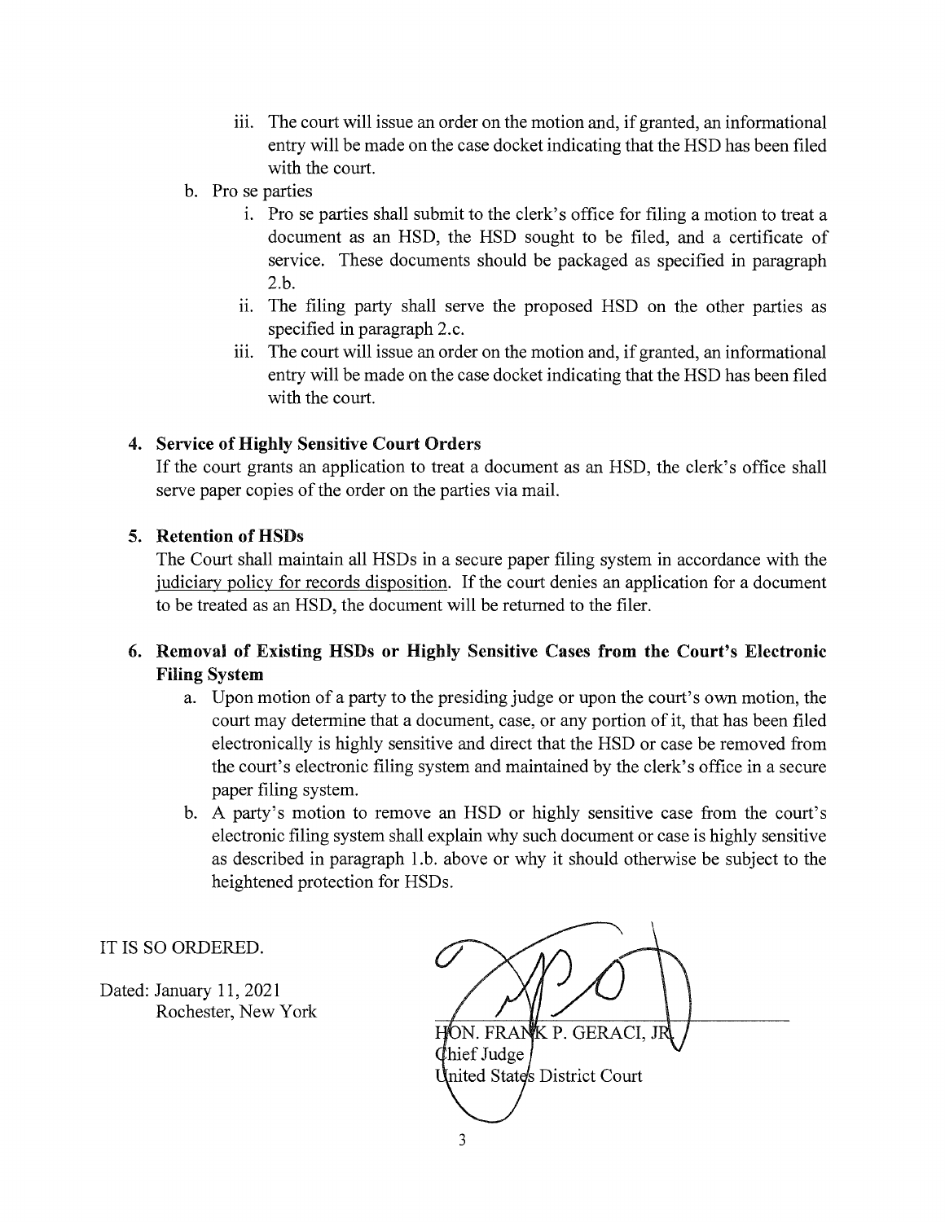iii. The court will issue an order on the motion and, if granted, an informational entry will be made on the case docket indicating that the HSD has been filed with the court.

b. Pro se parties

   i. Pro se parties shall submit to the clerk's office for filing a motion to treat a document as an HSD, the HSD sought to be filed, and a certificate of service. These documents should be packaged as specified in paragraph 2.b.

   ii. The filing party shall serve the proposed HSD on the other parties as specified in paragraph 2.c.

   iii. The court will issue an order on the motion and, if granted, an informational entry will be made on the case docket indicating that the HSD has been filed with the court.

**4. Service of Highly Sensitive Court Orders**

If the court grants an application to treat a document as an HSD, the clerk's office shall serve paper copies of the order on the parties via mail.

**5. Retention of HSDs**

The Court shall maintain all HSDs in a secure paper filing system in accordance with the judiciary policy for records disposition. If the court denies an application for a document to be treated as an HSD, the document will be returned to the filer.

**6. Removal of Existing HSDs or Highly Sensitive Cases from the Court's Electronic Filing System**

a. Upon motion of a party to the presiding judge or upon the court's own motion, the court may determine that a document, case, or any portion of it, that has been filed electronically is highly sensitive and direct that the HSD or case be removed from the court's electronic filing system and maintained by the clerk's office in a secure paper filing system.

b. A party's motion to remove an HSD or highly sensitive case from the court's electronic filing system shall explain why such document or case is highly sensitive as described in paragraph 1.b. above or why it should otherwise be subject to the heightened protection for HSDs.

IT IS SO ORDERED.

Dated: January 11, 2021
Rochester, New York

HON. FRANK P. GERACI, JR.
Chief Judge
United States District Court